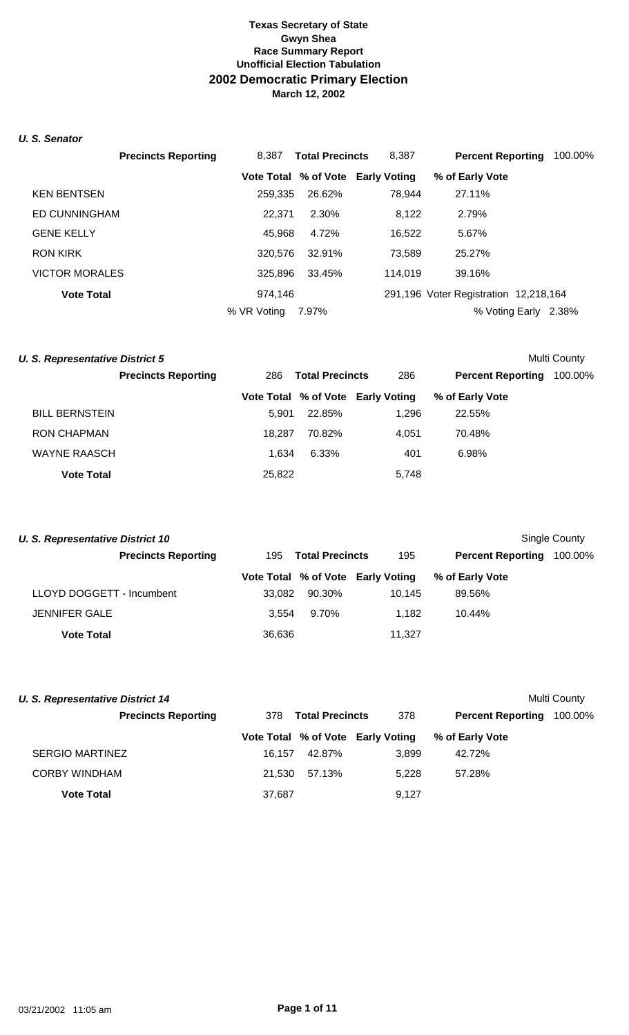**Texas Secretary of State**
**Gwyn Shea**
**Race Summary Report**
**Unofficial Election Tabulation**
## 2002 Democratic Primary Election
**March 12, 2002**

### *U. S. Senator*

| **Precincts Reporting** | 8,387 | **Total Precincts** | 8,387 | **Percent Reporting** | 100.00% |
|---|---|---|---|---|---|
| | **Vote Total** | **% of Vote** | **Early Voting** | **% of Early Vote** | |
| KEN BENTSEN | 259,335 | 26.62% | 78,944 | 27.11% | |
| ED CUNNINGHAM | 22,371 | 2.30% | 8,122 | 2.79% | |
| GENE KELLY | 45,968 | 4.72% | 16,522 | 5.67% | |
| RON KIRK | 320,576 | 32.91% | 73,589 | 25.27% | |
| VICTOR MORALES | 325,896 | 33.45% | 114,019 | 39.16% | |
| **Vote Total** | 974,146 | | 291,196 | Voter Registration | 12,218,164 |
| | % VR Voting | 7.97% | | % Voting Early | 2.38% |

### *U. S. Representative District 5*

Multi County

| **Precincts Reporting** | 286 | **Total Precincts** | 286 | **Percent Reporting** | 100.00% |
|---|---|---|---|---|---|
| | **Vote Total** | **% of Vote** | **Early Voting** | **% of Early Vote** | |
| BILL BERNSTEIN | 5,901 | 22.85% | 1,296 | 22.55% | |
| RON CHAPMAN | 18,287 | 70.82% | 4,051 | 70.48% | |
| WAYNE RAASCH | 1,634 | 6.33% | 401 | 6.98% | |
| **Vote Total** | 25,822 | | 5,748 | | |

### *U. S. Representative District 10*

Single County

| **Precincts Reporting** | 195 | **Total Precincts** | 195 | **Percent Reporting** | 100.00% |
|---|---|---|---|---|---|
| | **Vote Total** | **% of Vote** | **Early Voting** | **% of Early Vote** | |
| LLOYD DOGGETT - Incumbent | 33,082 | 90.30% | 10,145 | 89.56% | |
| JENNIFER GALE | 3,554 | 9.70% | 1,182 | 10.44% | |
| **Vote Total** | 36,636 | | 11,327 | | |

### *U. S. Representative District 14*

Multi County

| **Precincts Reporting** | 378 | **Total Precincts** | 378 | **Percent Reporting** | 100.00% |
|---|---|---|---|---|---|
| | **Vote Total** | **% of Vote** | **Early Voting** | **% of Early Vote** | |
| SERGIO MARTINEZ | 16,157 | 42.87% | 3,899 | 42.72% | |
| CORBY WINDHAM | 21,530 | 57.13% | 5,228 | 57.28% | |
| **Vote Total** | 37,687 | | 9,127 | | |

03/21/2002 11:05 am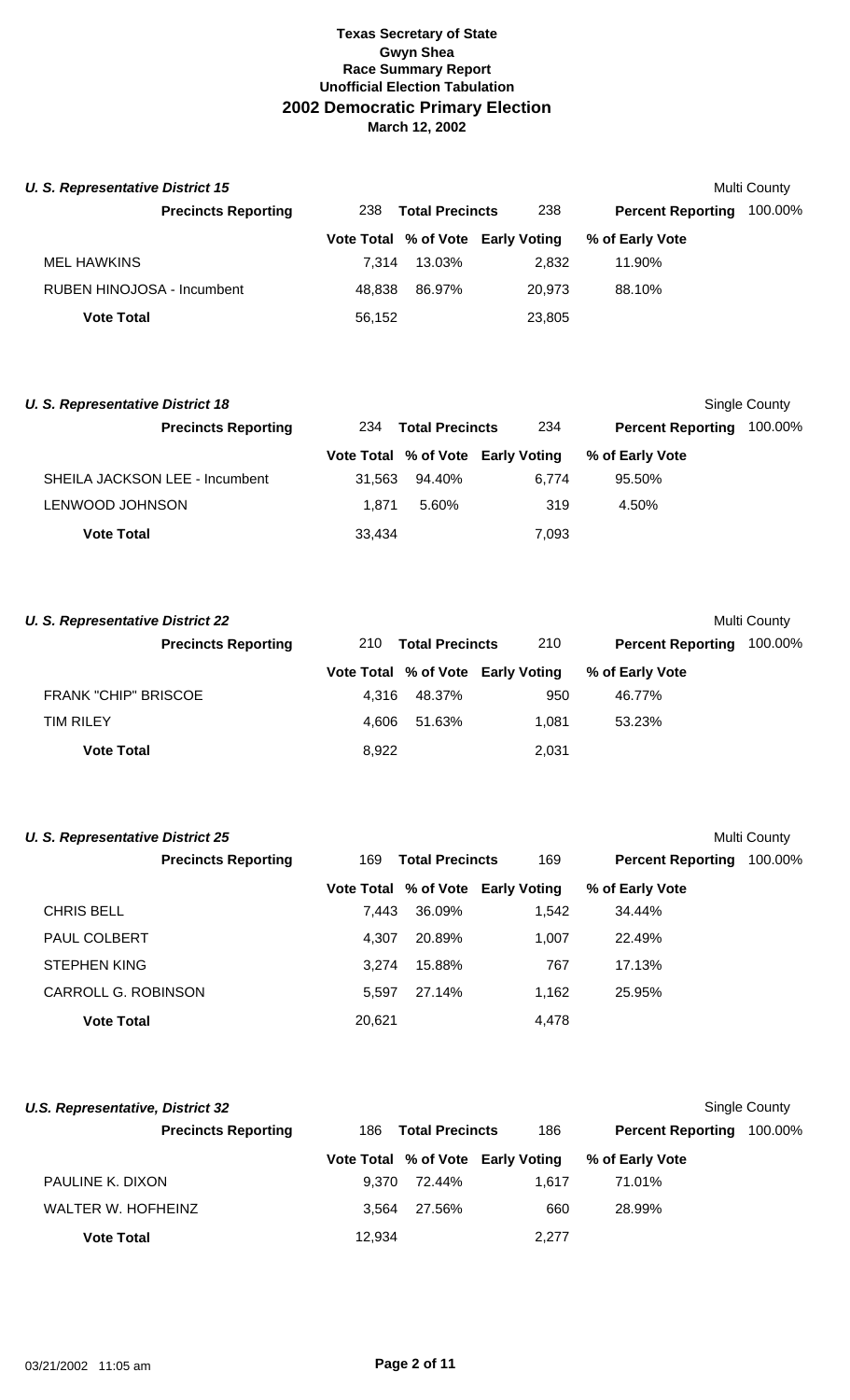**Texas Secretary of State**
**Gwyn Shea**
**Race Summary Report**
**Unofficial Election Tabulation**
**2002 Democratic Primary Election**
**March 12, 2002**

### U. S. Representative District 15

Multi County

| Precincts Reporting | 238 | Total Precincts | 238 | Percent Reporting | 100.00% |
|---|---|---|---|---|---|

| | Vote Total | % of Vote | Early Voting | % of Early Vote |
|---|---|---|---|---|
| MEL HAWKINS | 7,314 | 13.03% | 2,832 | 11.90% |
| RUBEN HINOJOSA - Incumbent | 48,838 | 86.97% | 20,973 | 88.10% |
| **Vote Total** | 56,152 | | 23,805 | |

### U. S. Representative District 18

Single County

| Precincts Reporting | 234 | Total Precincts | 234 | Percent Reporting | 100.00% |
|---|---|---|---|---|---|

| | Vote Total | % of Vote | Early Voting | % of Early Vote |
|---|---|---|---|---|
| SHEILA JACKSON LEE - Incumbent | 31,563 | 94.40% | 6,774 | 95.50% |
| LENWOOD JOHNSON | 1,871 | 5.60% | 319 | 4.50% |
| **Vote Total** | 33,434 | | 7,093 | |

### U. S. Representative District 22

Multi County

| Precincts Reporting | 210 | Total Precincts | 210 | Percent Reporting | 100.00% |
|---|---|---|---|---|---|

| | Vote Total | % of Vote | Early Voting | % of Early Vote |
|---|---|---|---|---|
| FRANK "CHIP" BRISCOE | 4,316 | 48.37% | 950 | 46.77% |
| TIM RILEY | 4,606 | 51.63% | 1,081 | 53.23% |
| **Vote Total** | 8,922 | | 2,031 | |

### U. S. Representative District 25

Multi County

| Precincts Reporting | 169 | Total Precincts | 169 | Percent Reporting | 100.00% |
|---|---|---|---|---|---|

| | Vote Total | % of Vote | Early Voting | % of Early Vote |
|---|---|---|---|---|
| CHRIS BELL | 7,443 | 36.09% | 1,542 | 34.44% |
| PAUL COLBERT | 4,307 | 20.89% | 1,007 | 22.49% |
| STEPHEN KING | 3,274 | 15.88% | 767 | 17.13% |
| CARROLL G. ROBINSON | 5,597 | 27.14% | 1,162 | 25.95% |
| **Vote Total** | 20,621 | | 4,478 | |

### U.S. Representative, District 32

Single County

| Precincts Reporting | 186 | Total Precincts | 186 | Percent Reporting | 100.00% |
|---|---|---|---|---|---|

| | Vote Total | % of Vote | Early Voting | % of Early Vote |
|---|---|---|---|---|
| PAULINE K. DIXON | 9,370 | 72.44% | 1,617 | 71.01% |
| WALTER W. HOFHEINZ | 3,564 | 27.56% | 660 | 28.99% |
| **Vote Total** | 12,934 | | 2,277 | |

03/21/2002 11:05 am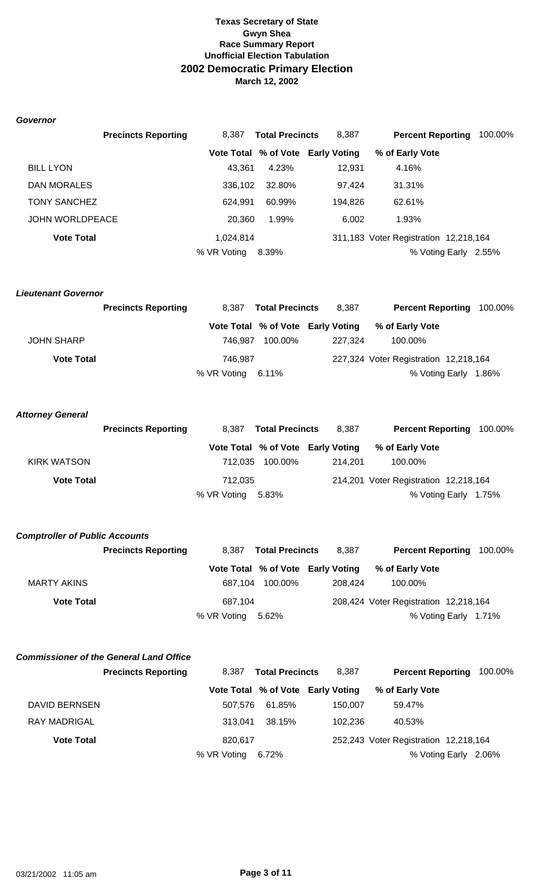**Texas Secretary of State**
**Gwyn Shea**
**Race Summary Report**
**Unofficial Election Tabulation**
## 2002 Democratic Primary Election
**March 12, 2002**

### *Governor*

| | Precincts Reporting | 8,387 | Total Precincts | 8,387 | Percent Reporting | 100.00% |
|---|---|---|---|---|---|---|
| | | Vote Total | % of Vote | Early Voting | % of Early Vote | |
| BILL LYON | | 43,361 | 4.23% | 12,931 | 4.16% | |
| DAN MORALES | | 336,102 | 32.80% | 97,424 | 31.31% | |
| TONY SANCHEZ | | 624,991 | 60.99% | 194,826 | 62.61% | |
| JOHN WORLDPEACE | | 20,360 | 1.99% | 6,002 | 1.93% | |
| **Vote Total** | | 1,024,814 | | 311,183 | Voter Registration | 12,218,164 |
| | | % VR Voting | 8.39% | | % Voting Early | 2.55% |

### *Lieutenant Governor*

| | Precincts Reporting | 8,387 | Total Precincts | 8,387 | Percent Reporting | 100.00% |
|---|---|---|---|---|---|---|
| | | Vote Total | % of Vote | Early Voting | % of Early Vote | |
| JOHN SHARP | | 746,987 | 100.00% | 227,324 | 100.00% | |
| **Vote Total** | | 746,987 | | 227,324 | Voter Registration | 12,218,164 |
| | | % VR Voting | 6.11% | | % Voting Early | 1.86% |

### *Attorney General*

| | Precincts Reporting | 8,387 | Total Precincts | 8,387 | Percent Reporting | 100.00% |
|---|---|---|---|---|---|---|
| | | Vote Total | % of Vote | Early Voting | % of Early Vote | |
| KIRK WATSON | | 712,035 | 100.00% | 214,201 | 100.00% | |
| **Vote Total** | | 712,035 | | 214,201 | Voter Registration | 12,218,164 |
| | | % VR Voting | 5.83% | | % Voting Early | 1.75% |

### *Comptroller of Public Accounts*

| | Precincts Reporting | 8,387 | Total Precincts | 8,387 | Percent Reporting | 100.00% |
|---|---|---|---|---|---|---|
| | | Vote Total | % of Vote | Early Voting | % of Early Vote | |
| MARTY AKINS | | 687,104 | 100.00% | 208,424 | 100.00% | |
| **Vote Total** | | 687,104 | | 208,424 | Voter Registration | 12,218,164 |
| | | % VR Voting | 5.62% | | % Voting Early | 1.71% |

### *Commissioner of the General Land Office*

| | Precincts Reporting | 8,387 | Total Precincts | 8,387 | Percent Reporting | 100.00% |
|---|---|---|---|---|---|---|
| | | Vote Total | % of Vote | Early Voting | % of Early Vote | |
| DAVID BERNSEN | | 507,576 | 61.85% | 150,007 | 59.47% | |
| RAY MADRIGAL | | 313,041 | 38.15% | 102,236 | 40.53% | |
| **Vote Total** | | 820,617 | | 252,243 | Voter Registration | 12,218,164 |
| | | % VR Voting | 6.72% | | % Voting Early | 2.06% |

03/21/2002 11:05 am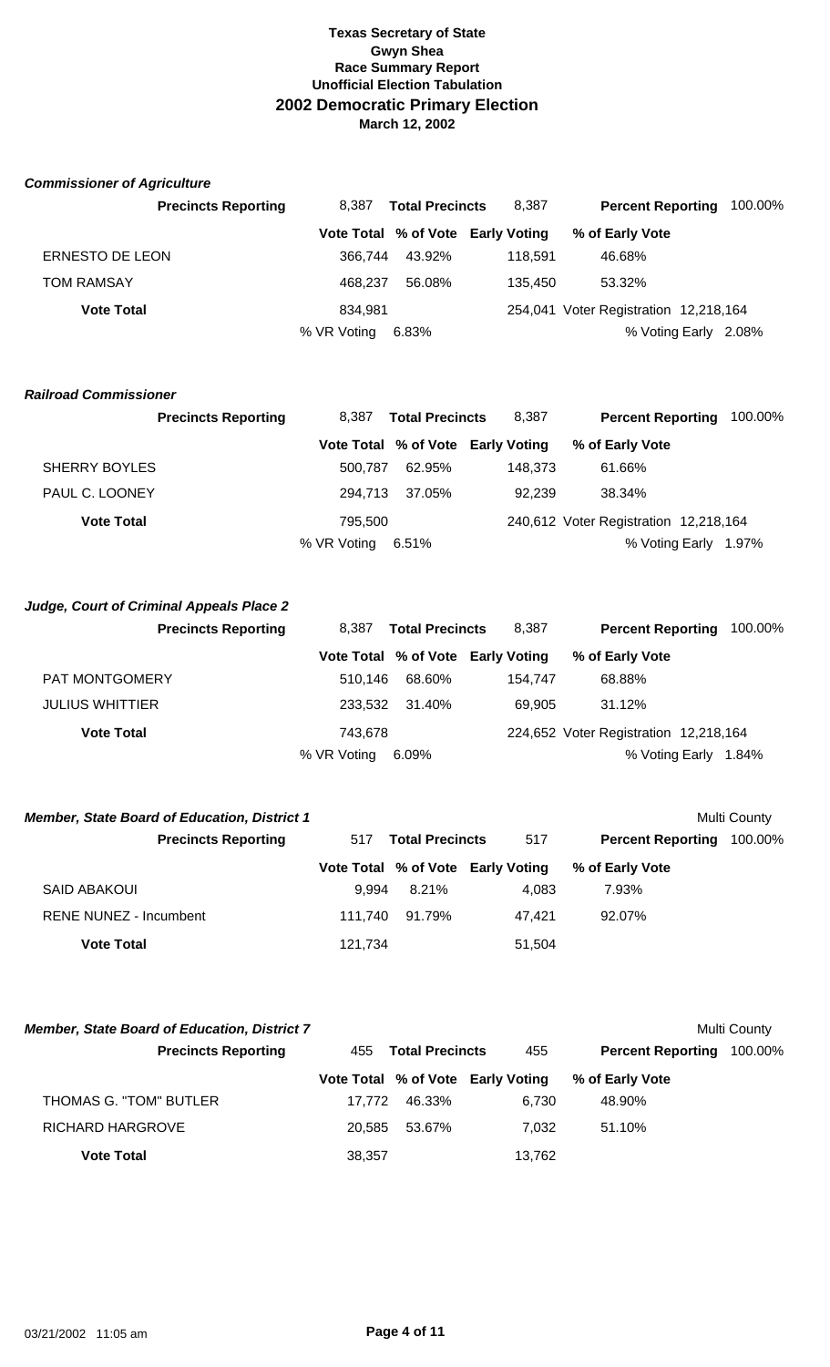**Texas Secretary of State**
**Gwyn Shea**
**Race Summary Report**
**Unofficial Election Tabulation**
# 2002 Democratic Primary Election
**March 12, 2002**

### *Commissioner of Agriculture*

| Precincts Reporting | 8,387 | Total Precincts | 8,387 | Percent Reporting | 100.00% |
|---|---|---|---|---|---|
| | **Vote Total** | **% of Vote** | **Early Voting** | **% of Early Vote** | |
| ERNESTO DE LEON | 366,744 | 43.92% | 118,591 | 46.68% | |
| TOM RAMSAY | 468,237 | 56.08% | 135,450 | 53.32% | |
| **Vote Total** | 834,981 | | 254,041 | Voter Registration | 12,218,164 |
| | % VR Voting | 6.83% | | % Voting Early | 2.08% |

### *Railroad Commissioner*

| Precincts Reporting | 8,387 | Total Precincts | 8,387 | Percent Reporting | 100.00% |
|---|---|---|---|---|---|
| | **Vote Total** | **% of Vote** | **Early Voting** | **% of Early Vote** | |
| SHERRY BOYLES | 500,787 | 62.95% | 148,373 | 61.66% | |
| PAUL C. LOONEY | 294,713 | 37.05% | 92,239 | 38.34% | |
| **Vote Total** | 795,500 | | 240,612 | Voter Registration | 12,218,164 |
| | % VR Voting | 6.51% | | % Voting Early | 1.97% |

### *Judge, Court of Criminal Appeals Place 2*

| Precincts Reporting | 8,387 | Total Precincts | 8,387 | Percent Reporting | 100.00% |
|---|---|---|---|---|---|
| | **Vote Total** | **% of Vote** | **Early Voting** | **% of Early Vote** | |
| PAT MONTGOMERY | 510,146 | 68.60% | 154,747 | 68.88% | |
| JULIUS WHITTIER | 233,532 | 31.40% | 69,905 | 31.12% | |
| **Vote Total** | 743,678 | | 224,652 | Voter Registration | 12,218,164 |
| | % VR Voting | 6.09% | | % Voting Early | 1.84% |

### *Member, State Board of Education, District 1*

Multi County

| Precincts Reporting | 517 | Total Precincts | 517 | Percent Reporting | 100.00% |
|---|---|---|---|---|---|
| | **Vote Total** | **% of Vote** | **Early Voting** | **% of Early Vote** | |
| SAID ABAKOUI | 9,994 | 8.21% | 4,083 | 7.93% | |
| RENE NUNEZ - Incumbent | 111,740 | 91.79% | 47,421 | 92.07% | |
| **Vote Total** | 121,734 | | 51,504 | | |

### *Member, State Board of Education, District 7*

Multi County

| Precincts Reporting | 455 | Total Precincts | 455 | Percent Reporting | 100.00% |
|---|---|---|---|---|---|
| | **Vote Total** | **% of Vote** | **Early Voting** | **% of Early Vote** | |
| THOMAS G. "TOM" BUTLER | 17,772 | 46.33% | 6,730 | 48.90% | |
| RICHARD HARGROVE | 20,585 | 53.67% | 7,032 | 51.10% | |
| **Vote Total** | 38,357 | | 13,762 | | |

03/21/2002 11:05 am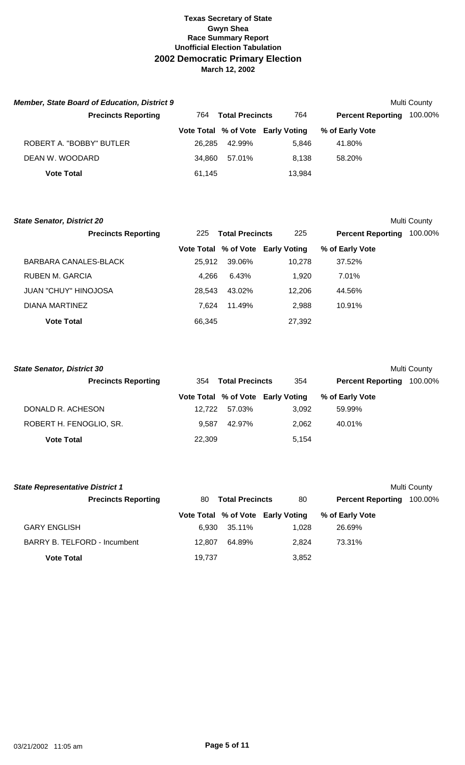**Texas Secretary of State**
**Gwyn Shea**
**Race Summary Report**
**Unofficial Election Tabulation**
## 2002 Democratic Primary Election
**March 12, 2002**

### *Member, State Board of Education, District 9*

Multi County

| Precincts Reporting | 764 | Total Precincts | 764 | Percent Reporting 100.00% |
|---|---|---|---|---|
| | **Vote Total** | **% of Vote** | **Early Voting** | **% of Early Vote** |
| ROBERT A. "BOBBY" BUTLER | 26,285 | 42.99% | 5,846 | 41.80% |
| DEAN W. WOODARD | 34,860 | 57.01% | 8,138 | 58.20% |
| **Vote Total** | 61,145 | | 13,984 | |

### *State Senator, District 20*

Multi County

| Precincts Reporting | 225 | Total Precincts | 225 | Percent Reporting 100.00% |
|---|---|---|---|---|
| | **Vote Total** | **% of Vote** | **Early Voting** | **% of Early Vote** |
| BARBARA CANALES-BLACK | 25,912 | 39.06% | 10,278 | 37.52% |
| RUBEN M. GARCIA | 4,266 | 6.43% | 1,920 | 7.01% |
| JUAN "CHUY" HINOJOSA | 28,543 | 43.02% | 12,206 | 44.56% |
| DIANA MARTINEZ | 7,624 | 11.49% | 2,988 | 10.91% |
| **Vote Total** | 66,345 | | 27,392 | |

### *State Senator, District 30*

Multi County

| Precincts Reporting | 354 | Total Precincts | 354 | Percent Reporting 100.00% |
|---|---|---|---|---|
| | **Vote Total** | **% of Vote** | **Early Voting** | **% of Early Vote** |
| DONALD R. ACHESON | 12,722 | 57.03% | 3,092 | 59.99% |
| ROBERT H. FENOGLIO, SR. | 9,587 | 42.97% | 2,062 | 40.01% |
| **Vote Total** | 22,309 | | 5,154 | |

### *State Representative District 1*

Multi County

| Precincts Reporting | 80 | Total Precincts | 80 | Percent Reporting 100.00% |
|---|---|---|---|---|
| | **Vote Total** | **% of Vote** | **Early Voting** | **% of Early Vote** |
| GARY ENGLISH | 6,930 | 35.11% | 1,028 | 26.69% |
| BARRY B. TELFORD - Incumbent | 12,807 | 64.89% | 2,824 | 73.31% |
| **Vote Total** | 19,737 | | 3,852 | |

03/21/2002 11:05 am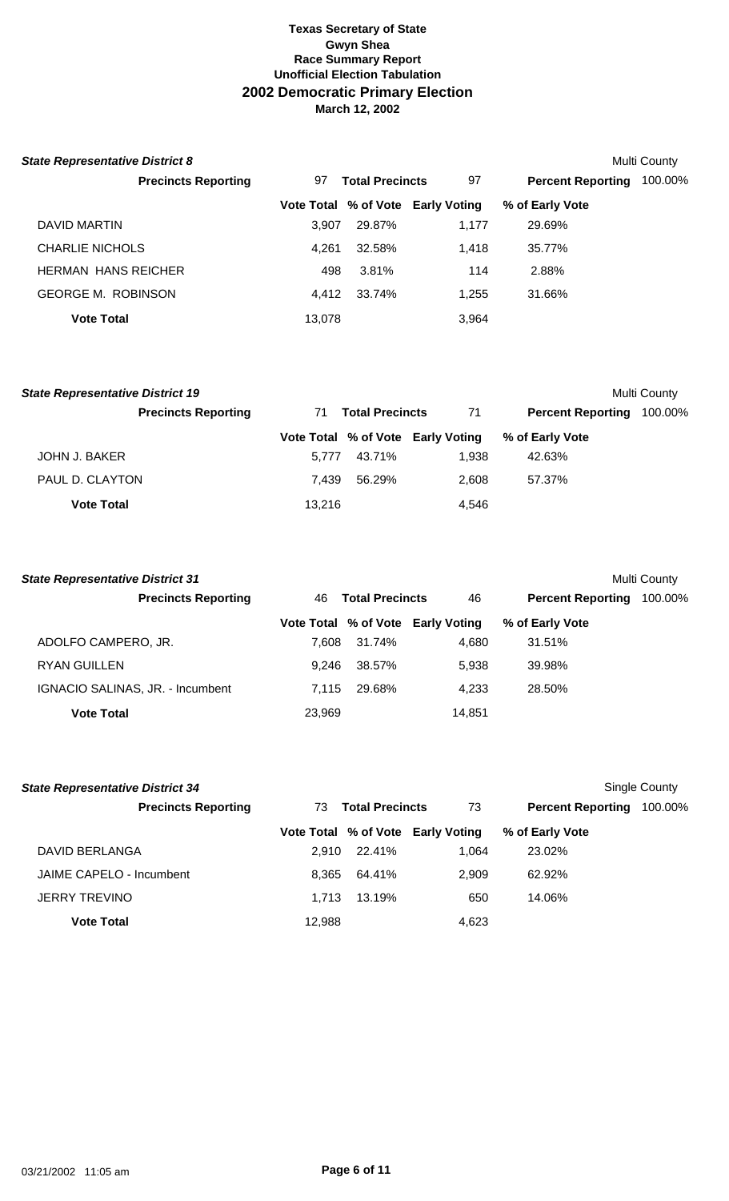**Texas Secretary of State**
**Gwyn Shea**
**Race Summary Report**
**Unofficial Election Tabulation**
## 2002 Democratic Primary Election
**March 12, 2002**

### State Representative District 8

Multi County

| Precincts Reporting | 97 | Total Precincts | 97 | Percent Reporting | 100.00% |
|---|---|---|---|---|---|

| | Vote Total | % of Vote | Early Voting | % of Early Vote |
|---|---|---|---|---|
| DAVID MARTIN | 3,907 | 29.87% | 1,177 | 29.69% |
| CHARLIE NICHOLS | 4,261 | 32.58% | 1,418 | 35.77% |
| HERMAN HANS REICHER | 498 | 3.81% | 114 | 2.88% |
| GEORGE M. ROBINSON | 4,412 | 33.74% | 1,255 | 31.66% |
| **Vote Total** | 13,078 | | 3,964 | |

### State Representative District 19

Multi County

| Precincts Reporting | 71 | Total Precincts | 71 | Percent Reporting | 100.00% |
|---|---|---|---|---|---|

| | Vote Total | % of Vote | Early Voting | % of Early Vote |
|---|---|---|---|---|
| JOHN J. BAKER | 5,777 | 43.71% | 1,938 | 42.63% |
| PAUL D. CLAYTON | 7,439 | 56.29% | 2,608 | 57.37% |
| **Vote Total** | 13,216 | | 4,546 | |

### State Representative District 31

Multi County

| Precincts Reporting | 46 | Total Precincts | 46 | Percent Reporting | 100.00% |
|---|---|---|---|---|---|

| | Vote Total | % of Vote | Early Voting | % of Early Vote |
|---|---|---|---|---|
| ADOLFO CAMPERO, JR. | 7,608 | 31.74% | 4,680 | 31.51% |
| RYAN GUILLEN | 9,246 | 38.57% | 5,938 | 39.98% |
| IGNACIO SALINAS, JR. - Incumbent | 7,115 | 29.68% | 4,233 | 28.50% |
| **Vote Total** | 23,969 | | 14,851 | |

### State Representative District 34

Single County

| Precincts Reporting | 73 | Total Precincts | 73 | Percent Reporting | 100.00% |
|---|---|---|---|---|---|

| | Vote Total | % of Vote | Early Voting | % of Early Vote |
|---|---|---|---|---|
| DAVID BERLANGA | 2,910 | 22.41% | 1,064 | 23.02% |
| JAIME CAPELO - Incumbent | 8,365 | 64.41% | 2,909 | 62.92% |
| JERRY TREVINO | 1,713 | 13.19% | 650 | 14.06% |
| **Vote Total** | 12,988 | | 4,623 | |

03/21/2002 11:05 am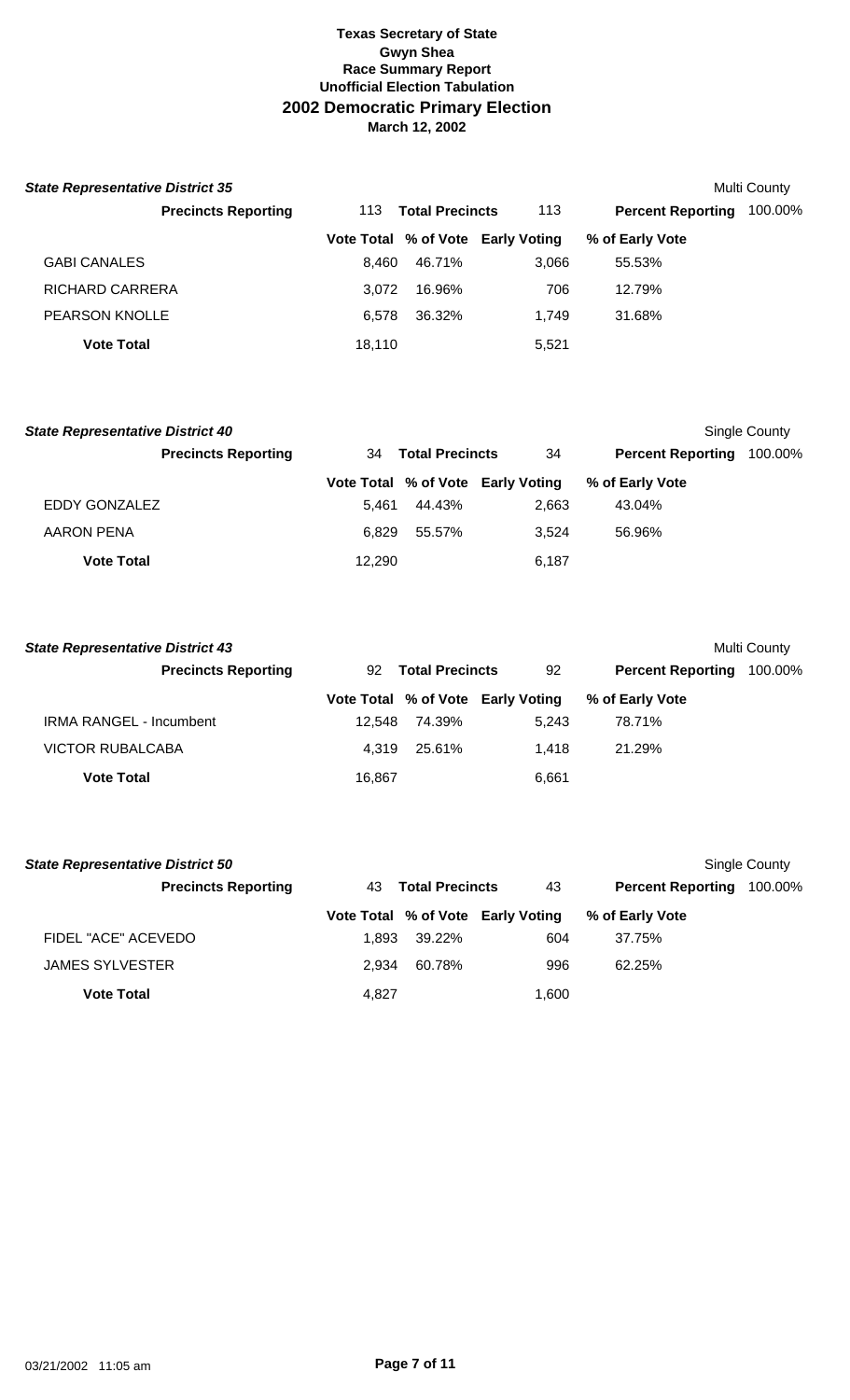# Texas Secretary of State
## Gwyn Shea
### Race Summary Report
### Unofficial Election Tabulation
## 2002 Democratic Primary Election
### March 12, 2002

**State Representative District 35** — Multi County

**Precincts Reporting** 113 **Total Precincts** 113 **Percent Reporting** 100.00%

| | Vote Total | % of Vote | Early Voting | % of Early Vote |
|---|---|---|---|---|
| GABI CANALES | 8,460 | 46.71% | 3,066 | 55.53% |
| RICHARD CARRERA | 3,072 | 16.96% | 706 | 12.79% |
| PEARSON KNOLLE | 6,578 | 36.32% | 1,749 | 31.68% |
| **Vote Total** | 18,110 | | 5,521 | |

**State Representative District 40** — Single County

**Precincts Reporting** 34 **Total Precincts** 34 **Percent Reporting** 100.00%

| | Vote Total | % of Vote | Early Voting | % of Early Vote |
|---|---|---|---|---|
| EDDY GONZALEZ | 5,461 | 44.43% | 2,663 | 43.04% |
| AARON PENA | 6,829 | 55.57% | 3,524 | 56.96% |
| **Vote Total** | 12,290 | | 6,187 | |

**State Representative District 43** — Multi County

**Precincts Reporting** 92 **Total Precincts** 92 **Percent Reporting** 100.00%

| | Vote Total | % of Vote | Early Voting | % of Early Vote |
|---|---|---|---|---|
| IRMA RANGEL - Incumbent | 12,548 | 74.39% | 5,243 | 78.71% |
| VICTOR RUBALCABA | 4,319 | 25.61% | 1,418 | 21.29% |
| **Vote Total** | 16,867 | | 6,661 | |

**State Representative District 50** — Single County

**Precincts Reporting** 43 **Total Precincts** 43 **Percent Reporting** 100.00%

| | Vote Total | % of Vote | Early Voting | % of Early Vote |
|---|---|---|---|---|
| FIDEL "ACE" ACEVEDO | 1,893 | 39.22% | 604 | 37.75% |
| JAMES SYLVESTER | 2,934 | 60.78% | 996 | 62.25% |
| **Vote Total** | 4,827 | | 1,600 | |

03/21/2002 11:05 am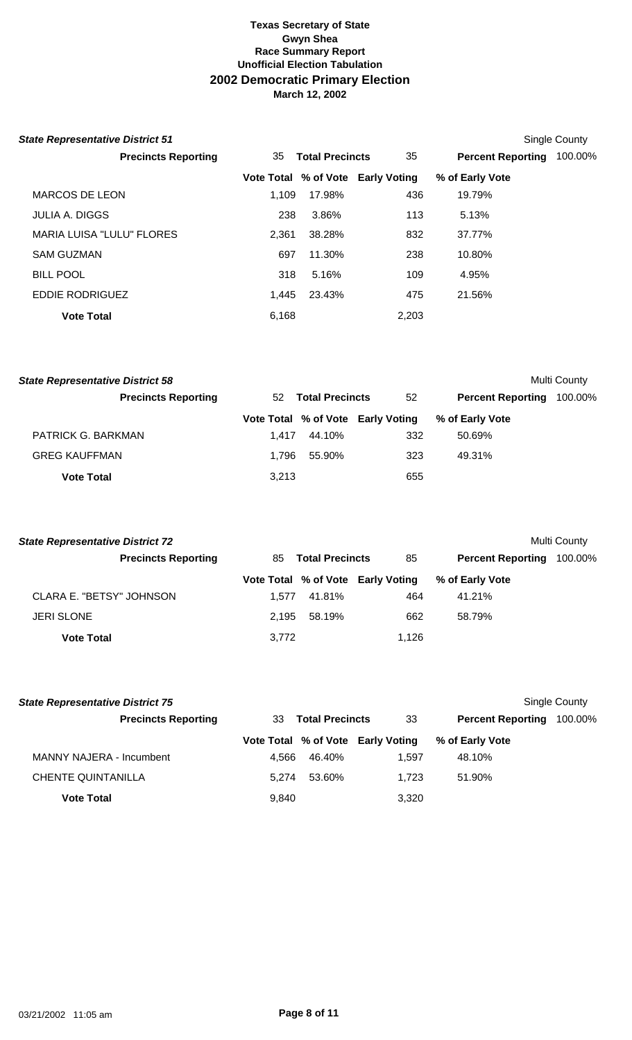**Texas Secretary of State**
**Gwyn Shea**
**Race Summary Report**
**Unofficial Election Tabulation**
## 2002 Democratic Primary Election
**March 12, 2002**

### *State Representative District 51*

Single County

| Precincts Reporting | 35 | Total Precincts | 35 | Percent Reporting | 100.00% |
|---|---|---|---|---|---|

| | Vote Total | % of Vote | Early Voting | % of Early Vote |
|---|---|---|---|---|
| MARCOS DE LEON | 1,109 | 17.98% | 436 | 19.79% |
| JULIA A. DIGGS | 238 | 3.86% | 113 | 5.13% |
| MARIA LUISA "LULU" FLORES | 2,361 | 38.28% | 832 | 37.77% |
| SAM GUZMAN | 697 | 11.30% | 238 | 10.80% |
| BILL POOL | 318 | 5.16% | 109 | 4.95% |
| EDDIE RODRIGUEZ | 1,445 | 23.43% | 475 | 21.56% |
| **Vote Total** | 6,168 | | 2,203 | |

### *State Representative District 58*

Multi County

| Precincts Reporting | 52 | Total Precincts | 52 | Percent Reporting | 100.00% |
|---|---|---|---|---|---|

| | Vote Total | % of Vote | Early Voting | % of Early Vote |
|---|---|---|---|---|
| PATRICK G. BARKMAN | 1,417 | 44.10% | 332 | 50.69% |
| GREG KAUFFMAN | 1,796 | 55.90% | 323 | 49.31% |
| **Vote Total** | 3,213 | | 655 | |

### *State Representative District 72*

Multi County

| Precincts Reporting | 85 | Total Precincts | 85 | Percent Reporting | 100.00% |
|---|---|---|---|---|---|

| | Vote Total | % of Vote | Early Voting | % of Early Vote |
|---|---|---|---|---|
| CLARA E. "BETSY" JOHNSON | 1,577 | 41.81% | 464 | 41.21% |
| JERI SLONE | 2,195 | 58.19% | 662 | 58.79% |
| **Vote Total** | 3,772 | | 1,126 | |

### *State Representative District 75*

Single County

| Precincts Reporting | 33 | Total Precincts | 33 | Percent Reporting | 100.00% |
|---|---|---|---|---|---|

| | Vote Total | % of Vote | Early Voting | % of Early Vote |
|---|---|---|---|---|
| MANNY NAJERA - Incumbent | 4,566 | 46.40% | 1,597 | 48.10% |
| CHENTE QUINTANILLA | 5,274 | 53.60% | 1,723 | 51.90% |
| **Vote Total** | 9,840 | | 3,320 | |

03/21/2002 11:05 am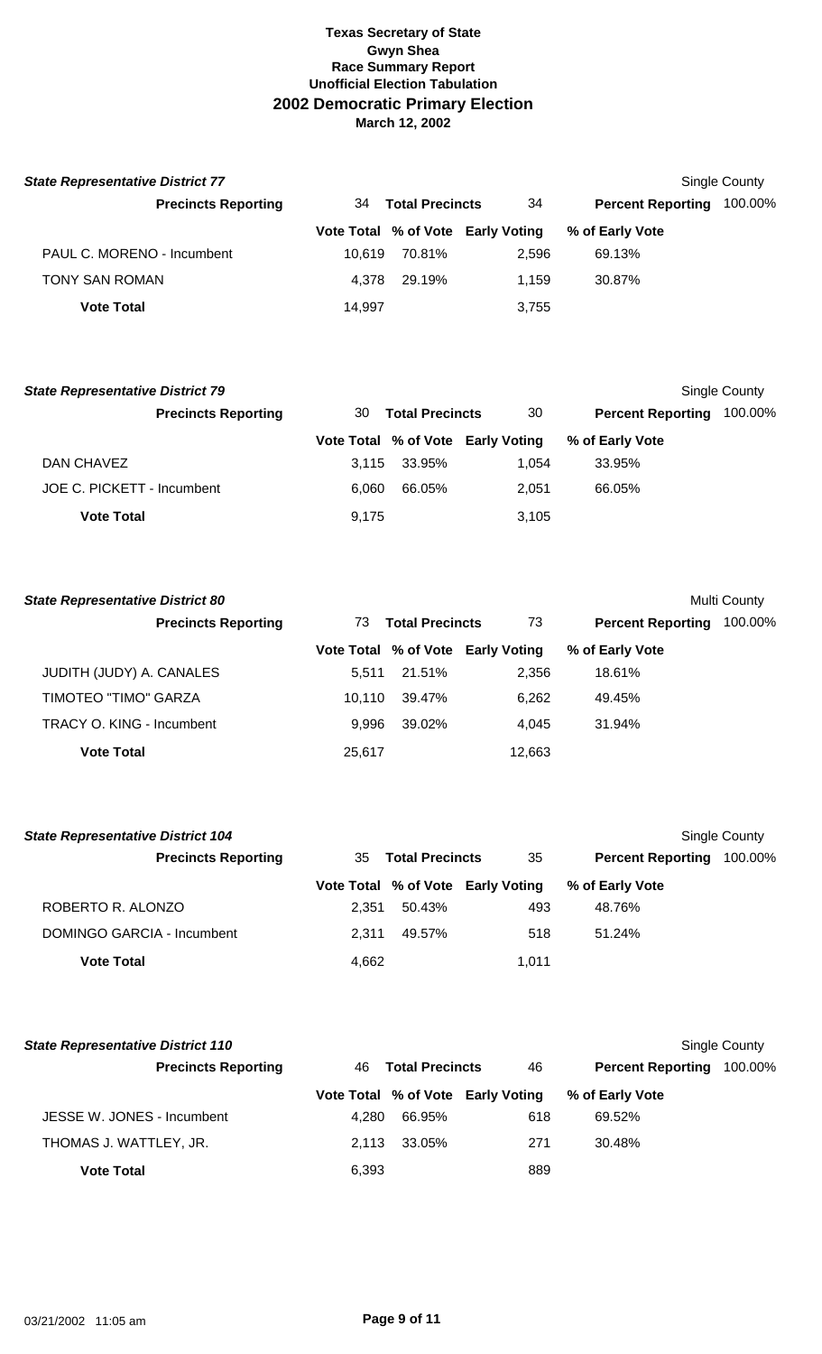**Texas Secretary of State**
**Gwyn Shea**
**Race Summary Report**
**Unofficial Election Tabulation**
# 2002 Democratic Primary Election
**March 12, 2002**

### State Representative District 77

Single County

| Precincts Reporting | 34 | Total Precincts | 34 | Percent Reporting | 100.00% |
|---|---|---|---|---|---|
| | **Vote Total** | **% of Vote** | **Early Voting** | **% of Early Vote** | |
| PAUL C. MORENO - Incumbent | 10,619 | 70.81% | 2,596 | 69.13% | |
| TONY SAN ROMAN | 4,378 | 29.19% | 1,159 | 30.87% | |
| **Vote Total** | 14,997 | | 3,755 | | |

### State Representative District 79

Single County

| Precincts Reporting | 30 | Total Precincts | 30 | Percent Reporting | 100.00% |
|---|---|---|---|---|---|
| | **Vote Total** | **% of Vote** | **Early Voting** | **% of Early Vote** | |
| DAN CHAVEZ | 3,115 | 33.95% | 1,054 | 33.95% | |
| JOE C. PICKETT - Incumbent | 6,060 | 66.05% | 2,051 | 66.05% | |
| **Vote Total** | 9,175 | | 3,105 | | |

### State Representative District 80

Multi County

| Precincts Reporting | 73 | Total Precincts | 73 | Percent Reporting | 100.00% |
|---|---|---|---|---|---|
| | **Vote Total** | **% of Vote** | **Early Voting** | **% of Early Vote** | |
| JUDITH (JUDY) A. CANALES | 5,511 | 21.51% | 2,356 | 18.61% | |
| TIMOTEO "TIMO" GARZA | 10,110 | 39.47% | 6,262 | 49.45% | |
| TRACY O. KING - Incumbent | 9,996 | 39.02% | 4,045 | 31.94% | |
| **Vote Total** | 25,617 | | 12,663 | | |

### State Representative District 104

Single County

| Precincts Reporting | 35 | Total Precincts | 35 | Percent Reporting | 100.00% |
|---|---|---|---|---|---|
| | **Vote Total** | **% of Vote** | **Early Voting** | **% of Early Vote** | |
| ROBERTO R. ALONZO | 2,351 | 50.43% | 493 | 48.76% | |
| DOMINGO GARCIA - Incumbent | 2,311 | 49.57% | 518 | 51.24% | |
| **Vote Total** | 4,662 | | 1,011 | | |

### State Representative District 110

Single County

| Precincts Reporting | 46 | Total Precincts | 46 | Percent Reporting | 100.00% |
|---|---|---|---|---|---|
| | **Vote Total** | **% of Vote** | **Early Voting** | **% of Early Vote** | |
| JESSE W. JONES - Incumbent | 4,280 | 66.95% | 618 | 69.52% | |
| THOMAS J. WATTLEY, JR. | 2,113 | 33.05% | 271 | 30.48% | |
| **Vote Total** | 6,393 | | 889 | | |

03/21/2002 11:05 am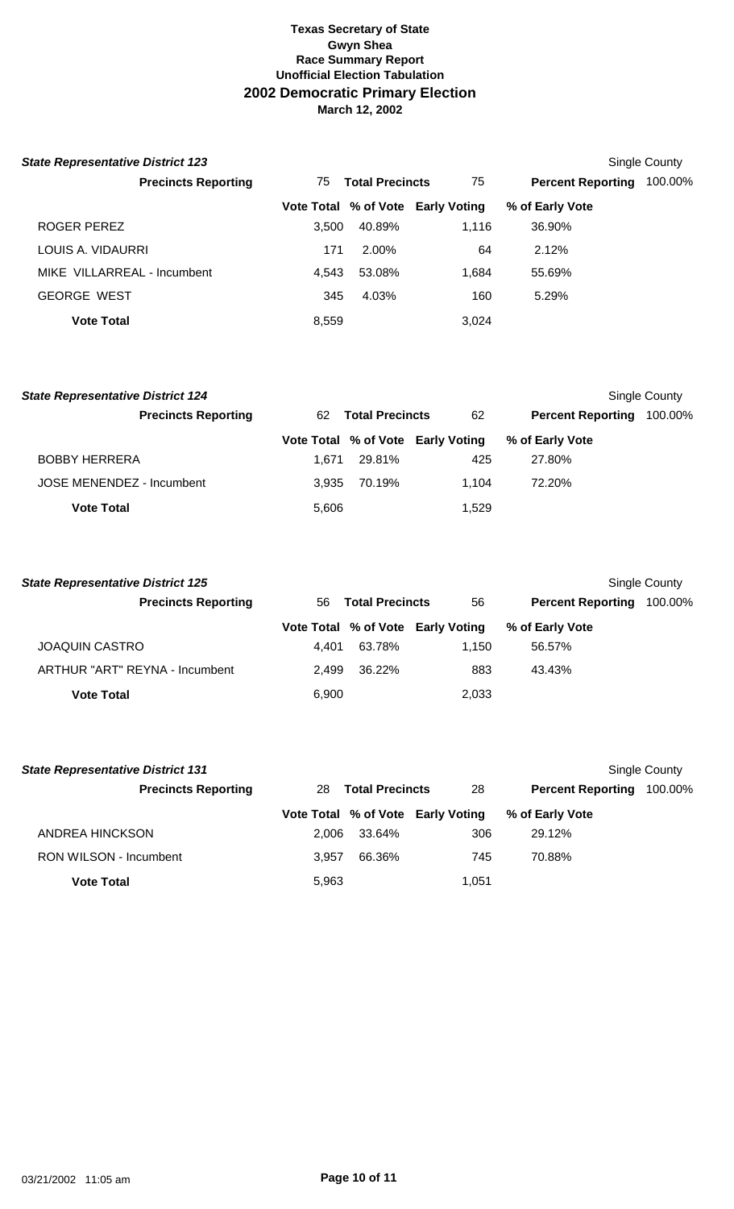**Texas Secretary of State**
**Gwyn Shea**
**Race Summary Report**
**Unofficial Election Tabulation**

## 2002 Democratic Primary Election

**March 12, 2002**

### State Representative District 123

Single County

| Precincts Reporting | 75 | Total Precincts | 75 | Percent Reporting | 100.00% |
|---|---|---|---|---|---|

| | Vote Total | % of Vote | Early Voting | % of Early Vote |
|---|---|---|---|---|
| ROGER PEREZ | 3,500 | 40.89% | 1,116 | 36.90% |
| LOUIS A. VIDAURRI | 171 | 2.00% | 64 | 2.12% |
| MIKE VILLARREAL - Incumbent | 4,543 | 53.08% | 1,684 | 55.69% |
| GEORGE WEST | 345 | 4.03% | 160 | 5.29% |
| **Vote Total** | 8,559 | | 3,024 | |

### State Representative District 124

Single County

| Precincts Reporting | 62 | Total Precincts | 62 | Percent Reporting | 100.00% |
|---|---|---|---|---|---|

| | Vote Total | % of Vote | Early Voting | % of Early Vote |
|---|---|---|---|---|
| BOBBY HERRERA | 1,671 | 29.81% | 425 | 27.80% |
| JOSE MENENDEZ - Incumbent | 3,935 | 70.19% | 1,104 | 72.20% |
| **Vote Total** | 5,606 | | 1,529 | |

### State Representative District 125

Single County

| Precincts Reporting | 56 | Total Precincts | 56 | Percent Reporting | 100.00% |
|---|---|---|---|---|---|

| | Vote Total | % of Vote | Early Voting | % of Early Vote |
|---|---|---|---|---|
| JOAQUIN CASTRO | 4,401 | 63.78% | 1,150 | 56.57% |
| ARTHUR "ART" REYNA - Incumbent | 2,499 | 36.22% | 883 | 43.43% |
| **Vote Total** | 6,900 | | 2,033 | |

### State Representative District 131

Single County

| Precincts Reporting | 28 | Total Precincts | 28 | Percent Reporting | 100.00% |
|---|---|---|---|---|---|

| | Vote Total | % of Vote | Early Voting | % of Early Vote |
|---|---|---|---|---|
| ANDREA HINCKSON | 2,006 | 33.64% | 306 | 29.12% |
| RON WILSON - Incumbent | 3,957 | 66.36% | 745 | 70.88% |
| **Vote Total** | 5,963 | | 1,051 | |

03/21/2002 11:05 am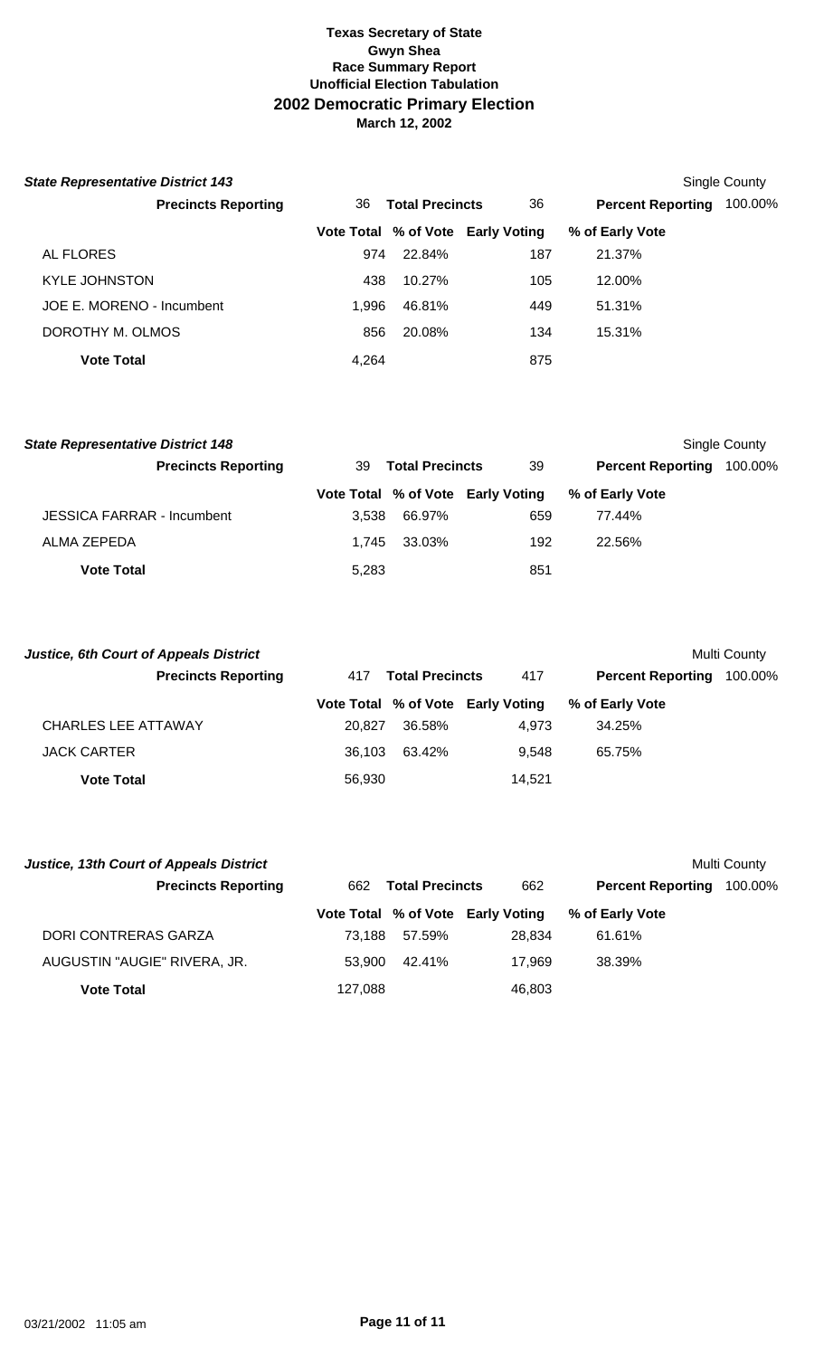**Texas Secretary of State**
**Gwyn Shea**
**Race Summary Report**
**Unofficial Election Tabulation**
## 2002 Democratic Primary Election
**March 12, 2002**

### *State Representative District 143*

Single County

| Precincts Reporting | 36 | Total Precincts | 36 | Percent Reporting | 100.00% |
|---|---|---|---|---|---|
| | **Vote Total** | **% of Vote** | **Early Voting** | **% of Early Vote** | |
| AL FLORES | 974 | 22.84% | 187 | 21.37% | |
| KYLE JOHNSTON | 438 | 10.27% | 105 | 12.00% | |
| JOE E. MORENO - Incumbent | 1,996 | 46.81% | 449 | 51.31% | |
| DOROTHY M. OLMOS | 856 | 20.08% | 134 | 15.31% | |
| **Vote Total** | 4,264 | | 875 | | |

### *State Representative District 148*

Single County

| Precincts Reporting | 39 | Total Precincts | 39 | Percent Reporting | 100.00% |
|---|---|---|---|---|---|
| | **Vote Total** | **% of Vote** | **Early Voting** | **% of Early Vote** | |
| JESSICA FARRAR - Incumbent | 3,538 | 66.97% | 659 | 77.44% | |
| ALMA ZEPEDA | 1,745 | 33.03% | 192 | 22.56% | |
| **Vote Total** | 5,283 | | 851 | | |

### *Justice, 6th Court of Appeals District*

Multi County

| Precincts Reporting | 417 | Total Precincts | 417 | Percent Reporting | 100.00% |
|---|---|---|---|---|---|
| | **Vote Total** | **% of Vote** | **Early Voting** | **% of Early Vote** | |
| CHARLES LEE ATTAWAY | 20,827 | 36.58% | 4,973 | 34.25% | |
| JACK CARTER | 36,103 | 63.42% | 9,548 | 65.75% | |
| **Vote Total** | 56,930 | | 14,521 | | |

### *Justice, 13th Court of Appeals District*

Multi County

| Precincts Reporting | 662 | Total Precincts | 662 | Percent Reporting | 100.00% |
|---|---|---|---|---|---|
| | **Vote Total** | **% of Vote** | **Early Voting** | **% of Early Vote** | |
| DORI CONTRERAS GARZA | 73,188 | 57.59% | 28,834 | 61.61% | |
| AUGUSTIN "AUGIE" RIVERA, JR. | 53,900 | 42.41% | 17,969 | 38.39% | |
| **Vote Total** | 127,088 | | 46,803 | | |

03/21/2002 11:05 am